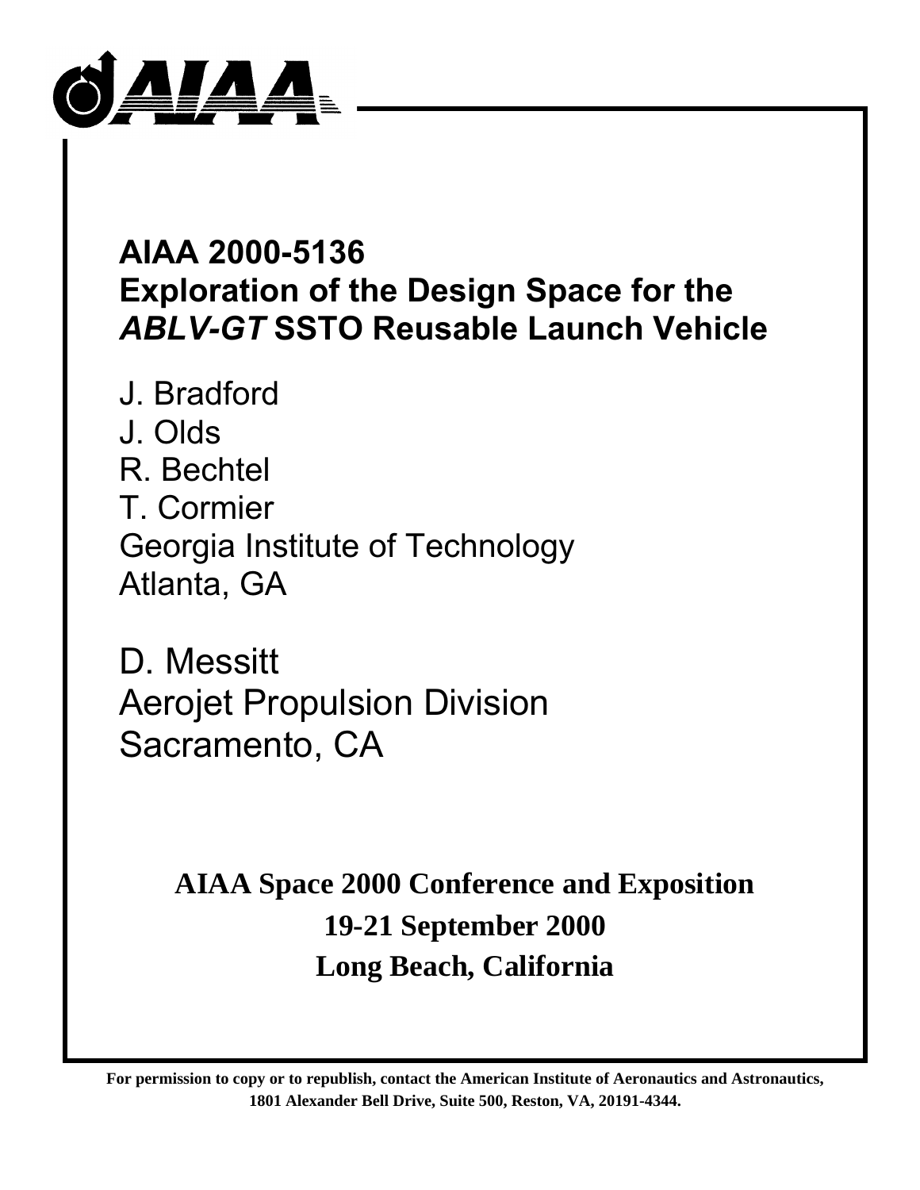# AIAA 2000-5136
# Exploration of the Design Space for the *ABLV-GT* SSTO Reusable Launch Vehicle

J. Bradford
J. Olds
R. Bechtel
T. Cormier
Georgia Institute of Technology
Atlanta, GA

D. Messitt
Aerojet Propulsion Division
Sacramento, CA

**AIAA Space 2000 Conference and Exposition**
**19-21 September 2000**
**Long Beach, California**

**For permission to copy or to republish, contact the American Institute of Aeronautics and Astronautics, 1801 Alexander Bell Drive, Suite 500, Reston, VA, 20191-4344.**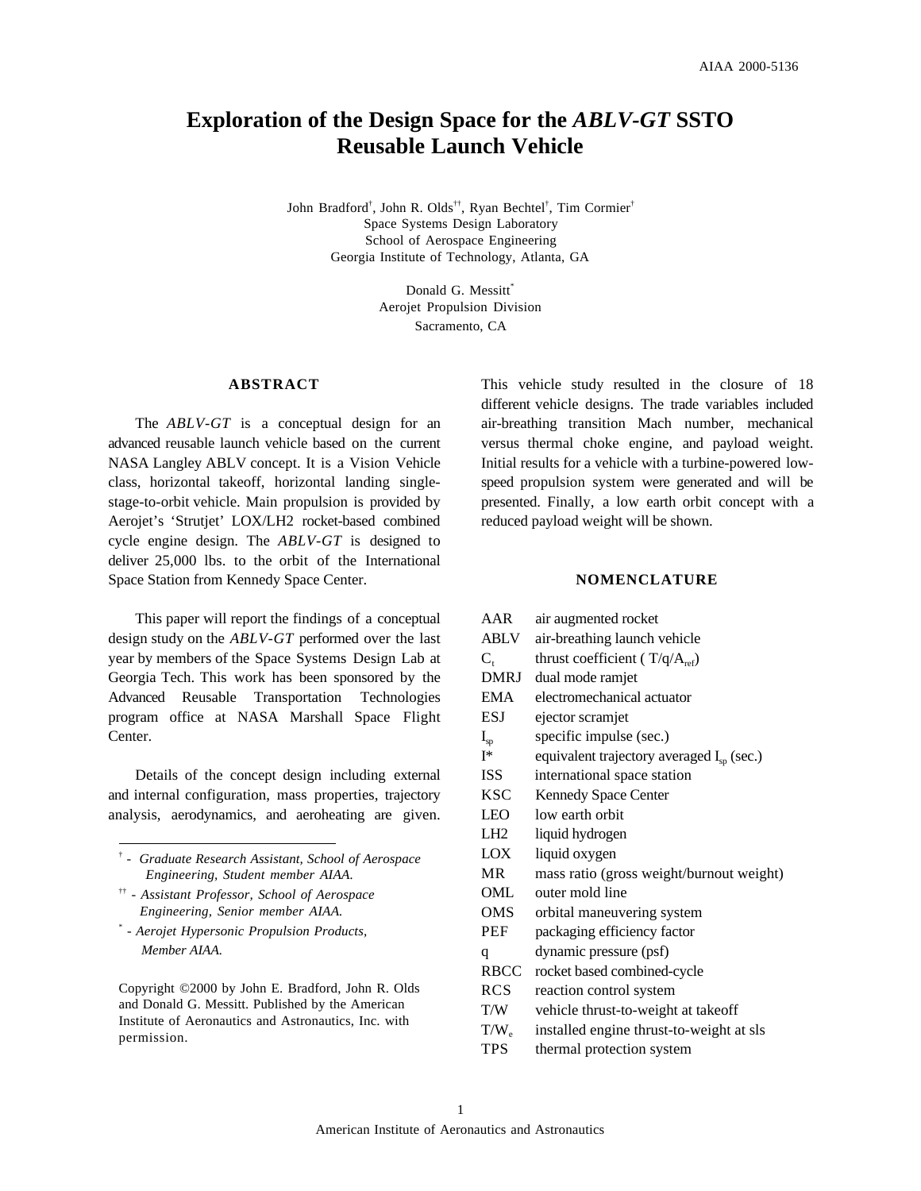# Exploration of the Design Space for the *ABLV-GT* SSTO Reusable Launch Vehicle

John Bradford[†], John R. Olds[††], Ryan Bechtel[†], Tim Cormier[†]
Space Systems Design Laboratory
School of Aerospace Engineering
Georgia Institute of Technology, Atlanta, GA

Donald G. Messitt[*]
Aerojet Propulsion Division
Sacramento, CA

## ABSTRACT

The *ABLV-GT* is a conceptual design for an advanced reusable launch vehicle based on the current NASA Langley ABLV concept. It is a Vision Vehicle class, horizontal takeoff, horizontal landing single-stage-to-orbit vehicle. Main propulsion is provided by Aerojet's 'Strutjet' LOX/LH2 rocket-based combined cycle engine design. The *ABLV-GT* is designed to deliver 25,000 lbs. to the orbit of the International Space Station from Kennedy Space Center.

This paper will report the findings of a conceptual design study on the *ABLV-GT* performed over the last year by members of the Space Systems Design Lab at Georgia Tech. This work has been sponsored by the Advanced Reusable Transportation Technologies program office at NASA Marshall Space Flight Center.

Details of the concept design including external and internal configuration, mass properties, trajectory analysis, aerodynamics, and aeroheating are given. This vehicle study resulted in the closure of 18 different vehicle designs. The trade variables included air-breathing transition Mach number, mechanical versus thermal choke engine, and payload weight. Initial results for a vehicle with a turbine-powered low-speed propulsion system were generated and will be presented. Finally, a low earth orbit concept with a reduced payload weight will be shown.

[†] - *Graduate Research Assistant, School of Aerospace Engineering, Student member AIAA.*

[††] - *Assistant Professor, School of Aerospace Engineering, Senior member AIAA.*

[*] - *Aerojet Hypersonic Propulsion Products, Member AIAA.*

Copyright ©2000 by John E. Bradford, John R. Olds and Donald G. Messitt. Published by the American Institute of Aeronautics and Astronautics, Inc. with permission.

## NOMENCLATURE

| | |
|---|---|
| AAR | air augmented rocket |
| ABLV | air-breathing launch vehicle |
| $C_t$ | thrust coefficient ( $T/q/A_{ref}$) |
| DMRJ | dual mode ramjet |
| EMA | electromechanical actuator |
| ESJ | ejector scramjet |
| $I_{sp}$ | specific impulse (sec.) |
| I* | equivalent trajectory averaged $I_{sp}$ (sec.) |
| ISS | international space station |
| KSC | Kennedy Space Center |
| LEO | low earth orbit |
| LH2 | liquid hydrogen |
| LOX | liquid oxygen |
| MR | mass ratio (gross weight/burnout weight) |
| OML | outer mold line |
| OMS | orbital maneuvering system |
| PEF | packaging efficiency factor |
| q | dynamic pressure (psf) |
| RBCC | rocket based combined-cycle |
| RCS | reaction control system |
| T/W | vehicle thrust-to-weight at takeoff |
| $T/W_e$ | installed engine thrust-to-weight at sls |
| TPS | thermal protection system |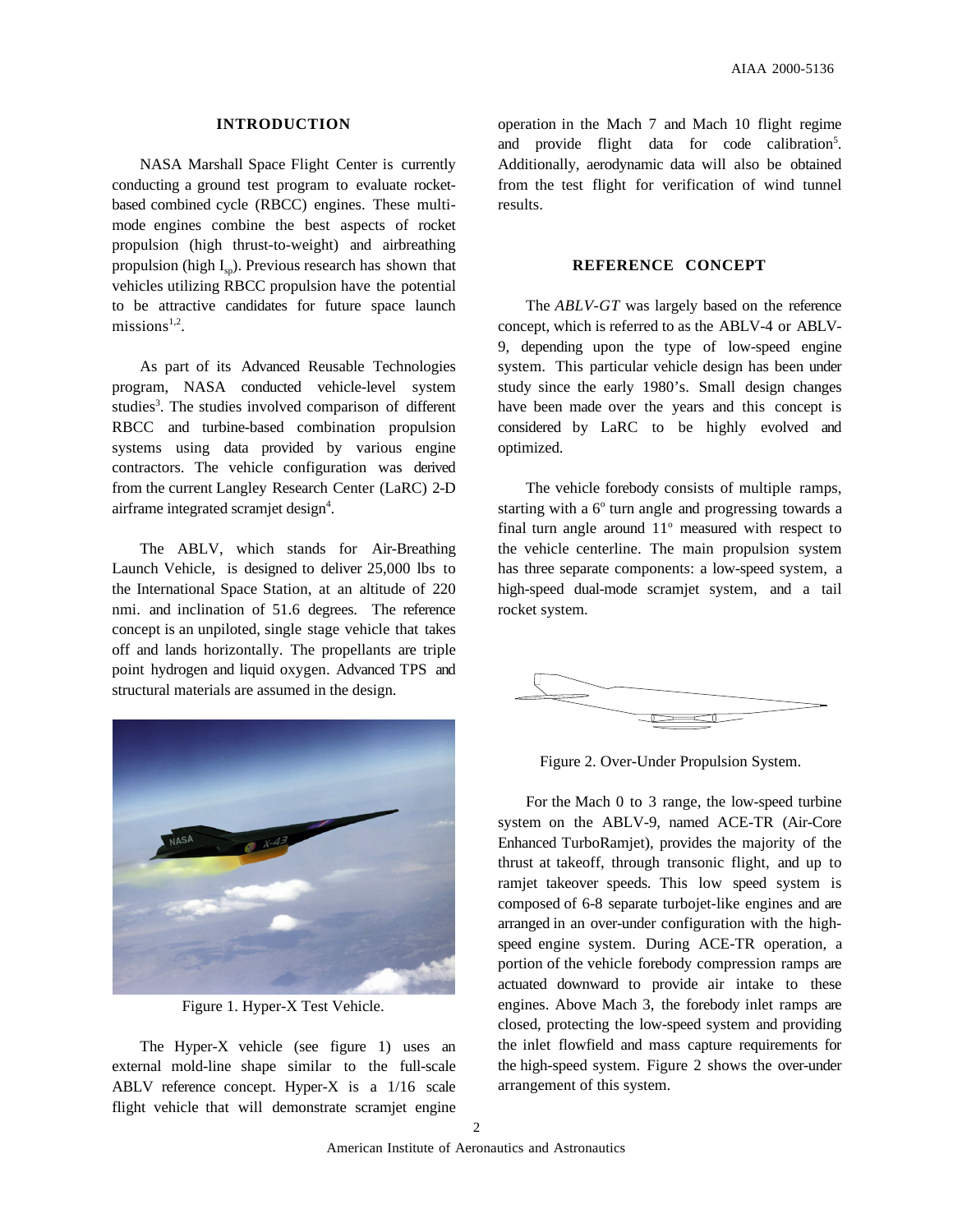## INTRODUCTION

NASA Marshall Space Flight Center is currently conducting a ground test program to evaluate rocket-based combined cycle (RBCC) engines. These multi-mode engines combine the best aspects of rocket propulsion (high thrust-to-weight) and airbreathing propulsion (high $I_{sp}$). Previous research has shown that vehicles utilizing RBCC propulsion have the potential to be attractive candidates for future space launch missions[1,2].

As part of its Advanced Reusable Technologies program, NASA conducted vehicle-level system studies[3]. The studies involved comparison of different RBCC and turbine-based combination propulsion systems using data provided by various engine contractors. The vehicle configuration was derived from the current Langley Research Center (LaRC) 2-D airframe integrated scramjet design[4].

The ABLV, which stands for Air-Breathing Launch Vehicle, is designed to deliver 25,000 lbs to the International Space Station, at an altitude of 220 nmi. and inclination of 51.6 degrees. The reference concept is an unpiloted, single stage vehicle that takes off and lands horizontally. The propellants are triple point hydrogen and liquid oxygen. Advanced TPS and structural materials are assumed in the design.

Figure 1. Hyper-X Test Vehicle.

The Hyper-X vehicle (see figure 1) uses an external mold-line shape similar to the full-scale ABLV reference concept. Hyper-X is a 1/16 scale flight vehicle that will demonstrate scramjet engine operation in the Mach 7 and Mach 10 flight regime and provide flight data for code calibration[5]. Additionally, aerodynamic data will also be obtained from the test flight for verification of wind tunnel results.

## REFERENCE CONCEPT

The *ABLV-GT* was largely based on the reference concept, which is referred to as the ABLV-4 or ABLV-9, depending upon the type of low-speed engine system. This particular vehicle design has been under study since the early 1980's. Small design changes have been made over the years and this concept is considered by LaRC to be highly evolved and optimized.

The vehicle forebody consists of multiple ramps, starting with a 6° turn angle and progressing towards a final turn angle around 11° measured with respect to the vehicle centerline. The main propulsion system has three separate components: a low-speed system, a high-speed dual-mode scramjet system, and a tail rocket system.

Figure 2. Over-Under Propulsion System.

For the Mach 0 to 3 range, the low-speed turbine system on the ABLV-9, named ACE-TR (Air-Core Enhanced TurboRamjet), provides the majority of the thrust at takeoff, through transonic flight, and up to ramjet takeover speeds. This low speed system is composed of 6-8 separate turbojet-like engines and are arranged in an over-under configuration with the high-speed engine system. During ACE-TR operation, a portion of the vehicle forebody compression ramps are actuated downward to provide air intake to these engines. Above Mach 3, the forebody inlet ramps are closed, protecting the low-speed system and providing the inlet flowfield and mass capture requirements for the high-speed system. Figure 2 shows the over-under arrangement of this system.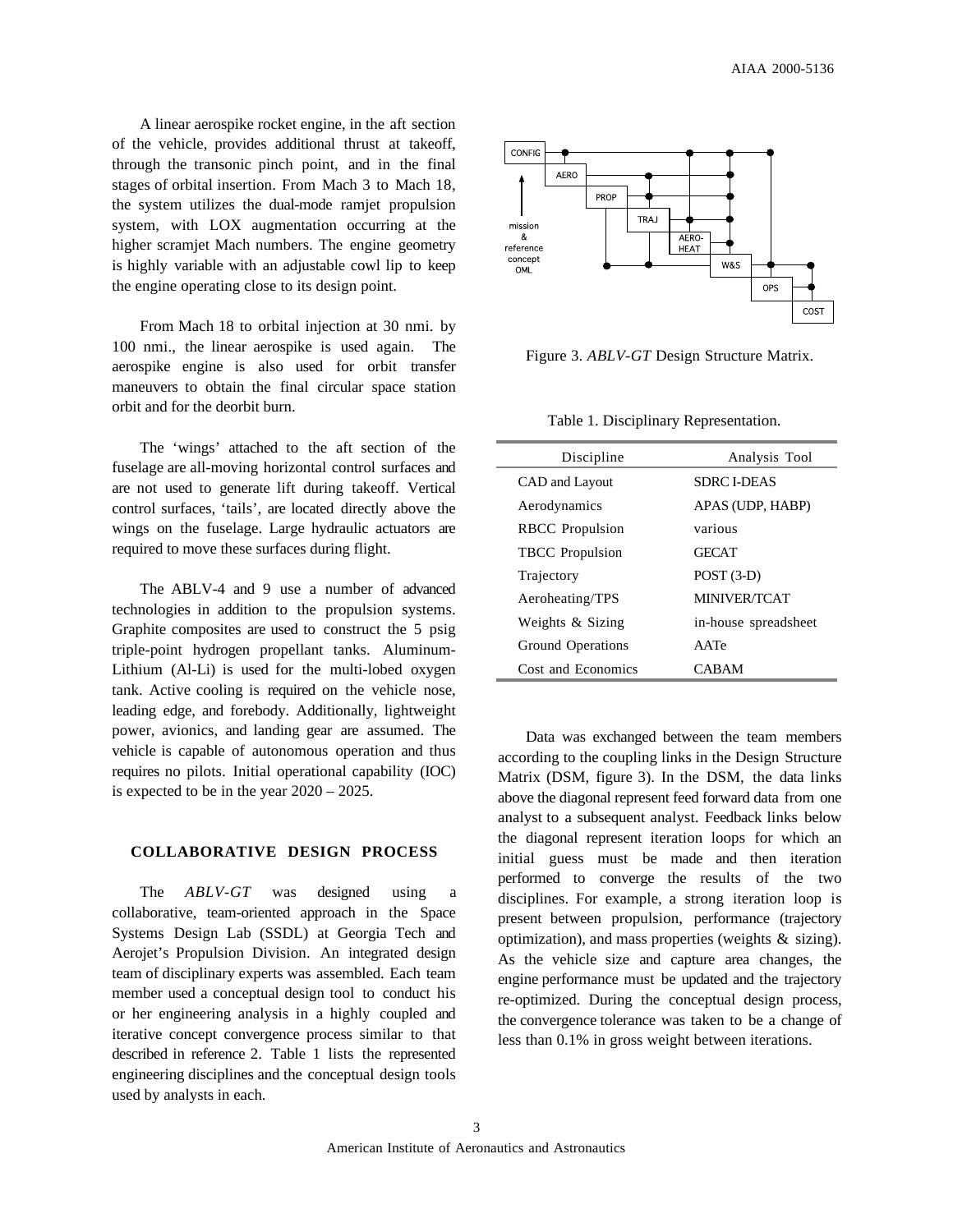A linear aerospike rocket engine, in the aft section of the vehicle, provides additional thrust at takeoff, through the transonic pinch point, and in the final stages of orbital insertion. From Mach 3 to Mach 18, the system utilizes the dual-mode ramjet propulsion system, with LOX augmentation occurring at the higher scramjet Mach numbers. The engine geometry is highly variable with an adjustable cowl lip to keep the engine operating close to its design point.

From Mach 18 to orbital injection at 30 nmi. by 100 nmi., the linear aerospike is used again. The aerospike engine is also used for orbit transfer maneuvers to obtain the final circular space station orbit and for the deorbit burn.

The 'wings' attached to the aft section of the fuselage are all-moving horizontal control surfaces and are not used to generate lift during takeoff. Vertical control surfaces, 'tails', are located directly above the wings on the fuselage. Large hydraulic actuators are required to move these surfaces during flight.

The ABLV-4 and 9 use a number of advanced technologies in addition to the propulsion systems. Graphite composites are used to construct the 5 psig triple-point hydrogen propellant tanks. Aluminum-Lithium (Al-Li) is used for the multi-lobed oxygen tank. Active cooling is required on the vehicle nose, leading edge, and forebody. Additionally, lightweight power, avionics, and landing gear are assumed. The vehicle is capable of autonomous operation and thus requires no pilots. Initial operational capability (IOC) is expected to be in the year 2020 – 2025.

## COLLABORATIVE DESIGN PROCESS

The *ABLV-GT* was designed using a collaborative, team-oriented approach in the Space Systems Design Lab (SSDL) at Georgia Tech and Aerojet's Propulsion Division. An integrated design team of disciplinary experts was assembled. Each team member used a conceptual design tool to conduct his or her engineering analysis in a highly coupled and iterative concept convergence process similar to that described in reference 2. Table 1 lists the represented engineering disciplines and the conceptual design tools used by analysts in each.

Figure 3. *ABLV-GT* Design Structure Matrix.

Table 1. Disciplinary Representation.

| Discipline | Analysis Tool |
|---|---|
| CAD and Layout | SDRC I-DEAS |
| Aerodynamics | APAS (UDP, HABP) |
| RBCC Propulsion | various |
| TBCC Propulsion | GECAT |
| Trajectory | POST (3-D) |
| Aeroheating/TPS | MINIVER/TCAT |
| Weights & Sizing | in-house spreadsheet |
| Ground Operations | AATe |
| Cost and Economics | CABAM |

Data was exchanged between the team members according to the coupling links in the Design Structure Matrix (DSM, figure 3). In the DSM, the data links above the diagonal represent feed forward data from one analyst to a subsequent analyst. Feedback links below the diagonal represent iteration loops for which an initial guess must be made and then iteration performed to converge the results of the two disciplines. For example, a strong iteration loop is present between propulsion, performance (trajectory optimization), and mass properties (weights & sizing). As the vehicle size and capture area changes, the engine performance must be updated and the trajectory re-optimized. During the conceptual design process, the convergence tolerance was taken to be a change of less than 0.1% in gross weight between iterations.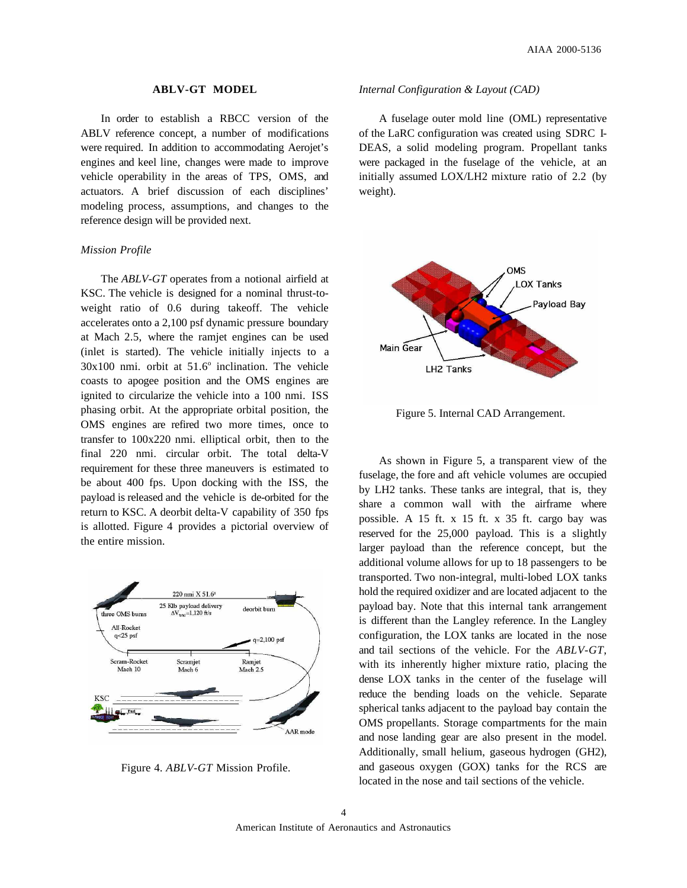## ABLV-GT MODEL

In order to establish a RBCC version of the ABLV reference concept, a number of modifications were required. In addition to accommodating Aerojet's engines and keel line, changes were made to improve vehicle operability in the areas of TPS, OMS, and actuators. A brief discussion of each disciplines' modeling process, assumptions, and changes to the reference design will be provided next.

### *Mission Profile*

The *ABLV-GT* operates from a notional airfield at KSC. The vehicle is designed for a nominal thrust-to-weight ratio of 0.6 during takeoff. The vehicle accelerates onto a 2,100 psf dynamic pressure boundary at Mach 2.5, where the ramjet engines can be used (inlet is started). The vehicle initially injects to a 30x100 nmi. orbit at 51.6° inclination. The vehicle coasts to apogee position and the OMS engines are ignited to circularize the vehicle into a 100 nmi. ISS phasing orbit. At the appropriate orbital position, the OMS engines are refired two more times, once to transfer to 100x220 nmi. elliptical orbit, then to the final 220 nmi. circular orbit. The total delta-V requirement for these three maneuvers is estimated to be about 400 fps. Upon docking with the ISS, the payload is released and the vehicle is de-orbited for the return to KSC. A deorbit delta-V capability of 350 fps is allotted. Figure 4 provides a pictorial overview of the entire mission.

Figure 4. *ABLV-GT* Mission Profile.

### *Internal Configuration & Layout (CAD)*

A fuselage outer mold line (OML) representative of the LaRC configuration was created using SDRC I-DEAS, a solid modeling program. Propellant tanks were packaged in the fuselage of the vehicle, at an initially assumed LOX/LH2 mixture ratio of 2.2 (by weight).

Figure 5. Internal CAD Arrangement.

As shown in Figure 5, a transparent view of the fuselage, the fore and aft vehicle volumes are occupied by LH2 tanks. These tanks are integral, that is, they share a common wall with the airframe where possible. A 15 ft. x 15 ft. x 35 ft. cargo bay was reserved for the 25,000 payload. This is a slightly larger payload than the reference concept, but the additional volume allows for up to 18 passengers to be transported. Two non-integral, multi-lobed LOX tanks hold the required oxidizer and are located adjacent to the payload bay. Note that this internal tank arrangement is different than the Langley reference. In the Langley configuration, the LOX tanks are located in the nose and tail sections of the vehicle. For the *ABLV-GT*, with its inherently higher mixture ratio, placing the dense LOX tanks in the center of the fuselage will reduce the bending loads on the vehicle. Separate spherical tanks adjacent to the payload bay contain the OMS propellants. Storage compartments for the main and nose landing gear are also present in the model. Additionally, small helium, gaseous hydrogen (GH2), and gaseous oxygen (GOX) tanks for the RCS are located in the nose and tail sections of the vehicle.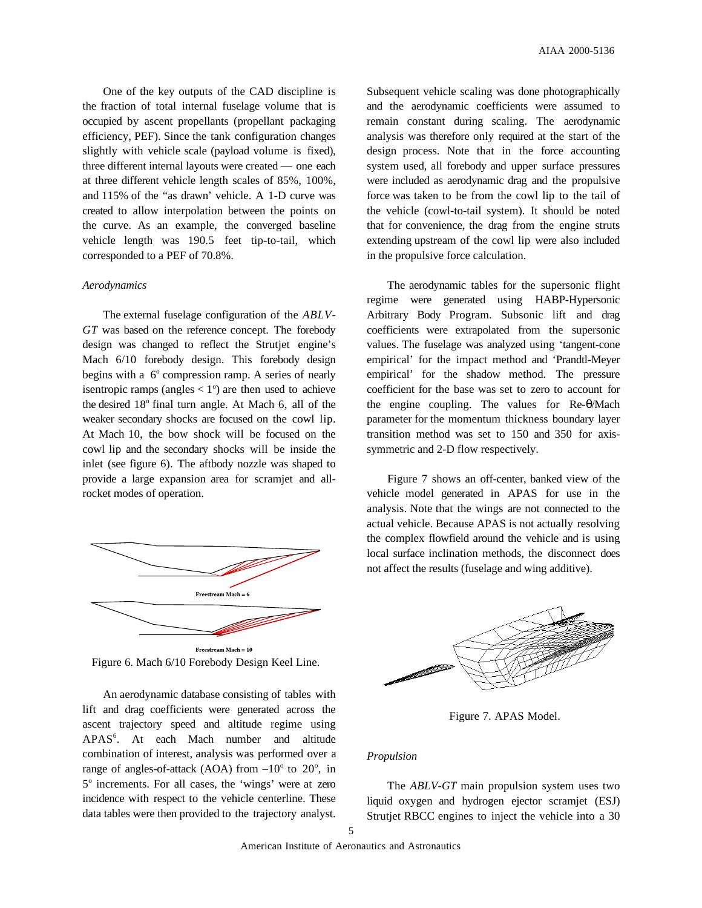One of the key outputs of the CAD discipline is the fraction of total internal fuselage volume that is occupied by ascent propellants (propellant packaging efficiency, PEF). Since the tank configuration changes slightly with vehicle scale (payload volume is fixed), three different internal layouts were created — one each at three different vehicle length scales of 85%, 100%, and 115% of the "as drawn' vehicle. A 1-D curve was created to allow interpolation between the points on the curve. As an example, the converged baseline vehicle length was 190.5 feet tip-to-tail, which corresponded to a PEF of 70.8%.

### *Aerodynamics*

The external fuselage configuration of the *ABLV-GT* was based on the reference concept. The forebody design was changed to reflect the Strutjet engine's Mach 6/10 forebody design. This forebody design begins with a 6° compression ramp. A series of nearly isentropic ramps (angles < 1°) are then used to achieve the desired 18° final turn angle. At Mach 6, all of the weaker secondary shocks are focused on the cowl lip. At Mach 10, the bow shock will be focused on the cowl lip and the secondary shocks will be inside the inlet (see figure 6). The aftbody nozzle was shaped to provide a large expansion area for scramjet and all-rocket modes of operation.

Freestream Mach = 6

Freestream Mach = 10

Figure 6. Mach 6/10 Forebody Design Keel Line.

An aerodynamic database consisting of tables with lift and drag coefficients were generated across the ascent trajectory speed and altitude regime using APAS[6]. At each Mach number and altitude combination of interest, analysis was performed over a range of angles-of-attack (AOA) from –10° to 20°, in 5° increments. For all cases, the 'wings' were at zero incidence with respect to the vehicle centerline. These data tables were then provided to the trajectory analyst. Subsequent vehicle scaling was done photographically and the aerodynamic coefficients were assumed to remain constant during scaling. The aerodynamic analysis was therefore only required at the start of the design process. Note that in the force accounting system used, all forebody and upper surface pressures were included as aerodynamic drag and the propulsive force was taken to be from the cowl lip to the tail of the vehicle (cowl-to-tail system). It should be noted that for convenience, the drag from the engine struts extending upstream of the cowl lip were also included in the propulsive force calculation.

The aerodynamic tables for the supersonic flight regime were generated using HABP-Hypersonic Arbitrary Body Program. Subsonic lift and drag coefficients were extrapolated from the supersonic values. The fuselage was analyzed using 'tangent-cone empirical' for the impact method and 'Prandtl-Meyer empirical' for the shadow method. The pressure coefficient for the base was set to zero to account for the engine coupling. The values for Re-θ/Mach parameter for the momentum thickness boundary layer transition method was set to 150 and 350 for axis-symmetric and 2-D flow respectively.

Figure 7 shows an off-center, banked view of the vehicle model generated in APAS for use in the analysis. Note that the wings are not connected to the actual vehicle. Because APAS is not actually resolving the complex flowfield around the vehicle and is using local surface inclination methods, the disconnect does not affect the results (fuselage and wing additive).

Figure 7. APAS Model.

### *Propulsion*

The *ABLV-GT* main propulsion system uses two liquid oxygen and hydrogen ejector scramjet (ESJ) Strutjet RBCC engines to inject the vehicle into a 30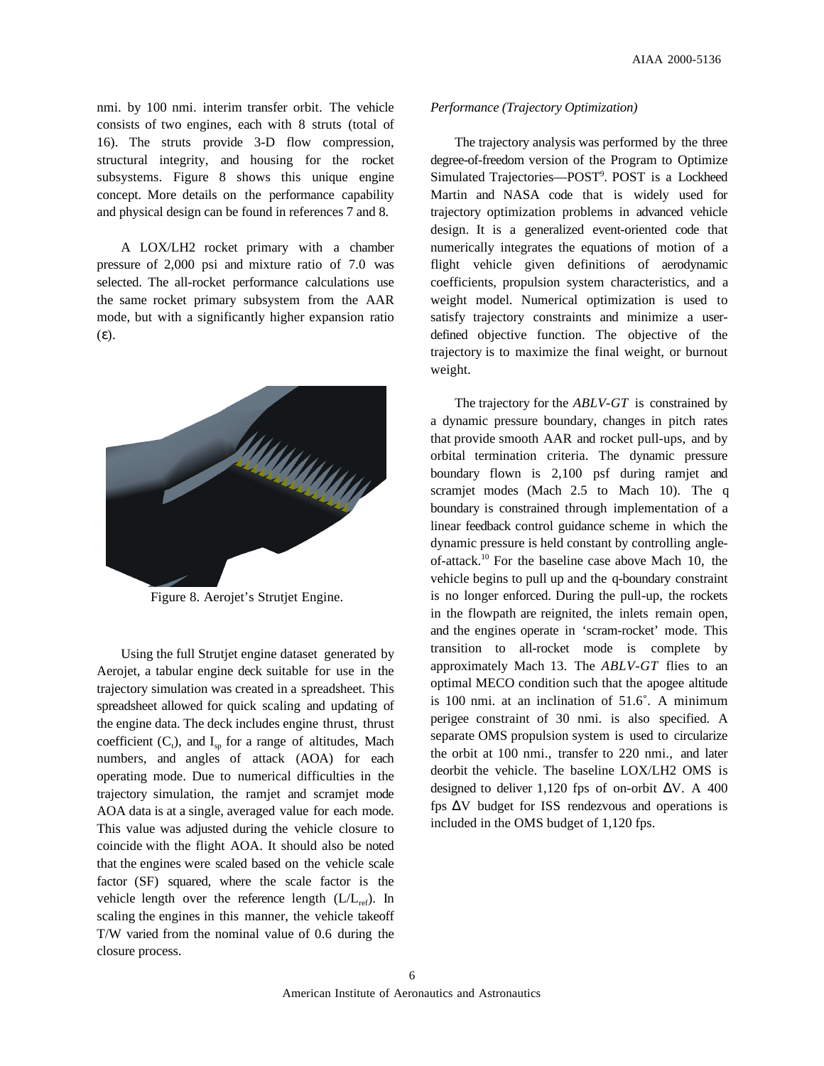nmi. by 100 nmi. interim transfer orbit. The vehicle consists of two engines, each with 8 struts (total of 16). The struts provide 3-D flow compression, structural integrity, and housing for the rocket subsystems. Figure 8 shows this unique engine concept. More details on the performance capability and physical design can be found in references 7 and 8.

A LOX/LH2 rocket primary with a chamber pressure of 2,000 psi and mixture ratio of 7.0 was selected. The all-rocket performance calculations use the same rocket primary subsystem from the AAR mode, but with a significantly higher expansion ratio ($\varepsilon$).

Figure 8. Aerojet's Strutjet Engine.

Using the full Strutjet engine dataset generated by Aerojet, a tabular engine deck suitable for use in the trajectory simulation was created in a spreadsheet. This spreadsheet allowed for quick scaling and updating of the engine data. The deck includes engine thrust, thrust coefficient ($C_t$), and $I_{sp}$ for a range of altitudes, Mach numbers, and angles of attack (AOA) for each operating mode. Due to numerical difficulties in the trajectory simulation, the ramjet and scramjet mode AOA data is at a single, averaged value for each mode. This value was adjusted during the vehicle closure to coincide with the flight AOA. It should also be noted that the engines were scaled based on the vehicle scale factor (SF) squared, where the scale factor is the vehicle length over the reference length ($L/L_{ref}$). In scaling the engines in this manner, the vehicle takeoff T/W varied from the nominal value of 0.6 during the closure process.

*Performance (Trajectory Optimization)*

The trajectory analysis was performed by the three degree-of-freedom version of the Program to Optimize Simulated Trajectories—POST[9]. POST is a Lockheed Martin and NASA code that is widely used for trajectory optimization problems in advanced vehicle design. It is a generalized event-oriented code that numerically integrates the equations of motion of a flight vehicle given definitions of aerodynamic coefficients, propulsion system characteristics, and a weight model. Numerical optimization is used to satisfy trajectory constraints and minimize a user-defined objective function. The objective of the trajectory is to maximize the final weight, or burnout weight.

The trajectory for the *ABLV-GT* is constrained by a dynamic pressure boundary, changes in pitch rates that provide smooth AAR and rocket pull-ups, and by orbital termination criteria. The dynamic pressure boundary flown is 2,100 psf during ramjet and scramjet modes (Mach 2.5 to Mach 10). The q boundary is constrained through implementation of a linear feedback control guidance scheme in which the dynamic pressure is held constant by controlling angle-of-attack.[10] For the baseline case above Mach 10, the vehicle begins to pull up and the q-boundary constraint is no longer enforced. During the pull-up, the rockets in the flowpath are reignited, the inlets remain open, and the engines operate in 'scram-rocket' mode. This transition to all-rocket mode is complete by approximately Mach 13. The *ABLV-GT* flies to an optimal MECO condition such that the apogee altitude is 100 nmi. at an inclination of 51.6˚. A minimum perigee constraint of 30 nmi. is also specified. A separate OMS propulsion system is used to circularize the orbit at 100 nmi., transfer to 220 nmi., and later deorbit the vehicle. The baseline LOX/LH2 OMS is designed to deliver 1,120 fps of on-orbit $\Delta$V. A 400 fps $\Delta$V budget for ISS rendezvous and operations is included in the OMS budget of 1,120 fps.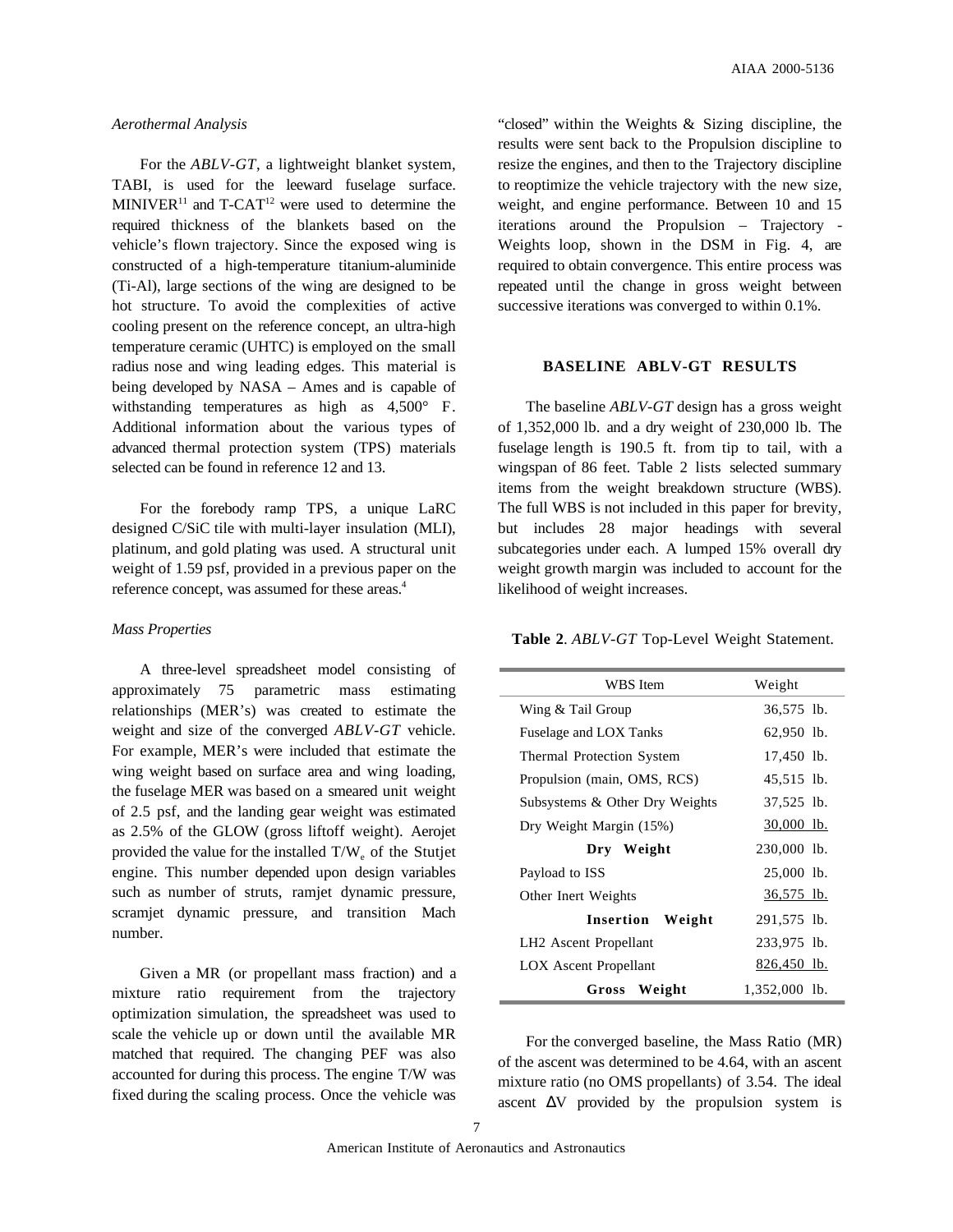### *Aerothermal Analysis*

For the *ABLV-GT*, a lightweight blanket system, TABI, is used for the leeward fuselage surface. MINIVER[11] and T-CAT[12] were used to determine the required thickness of the blankets based on the vehicle's flown trajectory. Since the exposed wing is constructed of a high-temperature titanium-aluminide (Ti-Al), large sections of the wing are designed to be hot structure. To avoid the complexities of active cooling present on the reference concept, an ultra-high temperature ceramic (UHTC) is employed on the small radius nose and wing leading edges. This material is being developed by NASA – Ames and is capable of withstanding temperatures as high as 4,500° F. Additional information about the various types of advanced thermal protection system (TPS) materials selected can be found in reference 12 and 13.

For the forebody ramp TPS, a unique LaRC designed C/SiC tile with multi-layer insulation (MLI), platinum, and gold plating was used. A structural unit weight of 1.59 psf, provided in a previous paper on the reference concept, was assumed for these areas.[4]

### *Mass Properties*

A three-level spreadsheet model consisting of approximately 75 parametric mass estimating relationships (MER's) was created to estimate the weight and size of the converged *ABLV-GT* vehicle. For example, MER's were included that estimate the wing weight based on surface area and wing loading, the fuselage MER was based on a smeared unit weight of 2.5 psf, and the landing gear weight was estimated as 2.5% of the GLOW (gross liftoff weight). Aerojet provided the value for the installed $T/W_e$ of the Stutjet engine. This number depended upon design variables such as number of struts, ramjet dynamic pressure, scramjet dynamic pressure, and transition Mach number.

Given a MR (or propellant mass fraction) and a mixture ratio requirement from the trajectory optimization simulation, the spreadsheet was used to scale the vehicle up or down until the available MR matched that required. The changing PEF was also accounted for during this process. The engine T/W was fixed during the scaling process. Once the vehicle was "closed" within the Weights & Sizing discipline, the results were sent back to the Propulsion discipline to resize the engines, and then to the Trajectory discipline to reoptimize the vehicle trajectory with the new size, weight, and engine performance. Between 10 and 15 iterations around the Propulsion – Trajectory - Weights loop, shown in the DSM in Fig. 4, are required to obtain convergence. This entire process was repeated until the change in gross weight between successive iterations was converged to within 0.1%.

## BASELINE ABLV-GT RESULTS

The baseline *ABLV-GT* design has a gross weight of 1,352,000 lb. and a dry weight of 230,000 lb. The fuselage length is 190.5 ft. from tip to tail, with a wingspan of 86 feet. Table 2 lists selected summary items from the weight breakdown structure (WBS). The full WBS is not included in this paper for brevity, but includes 28 major headings with several subcategories under each. A lumped 15% overall dry weight growth margin was included to account for the likelihood of weight increases.

**Table 2**. *ABLV-GT* Top-Level Weight Statement.

| WBS Item | Weight |
|---|---|
| Wing & Tail Group | 36,575 lb. |
| Fuselage and LOX Tanks | 62,950 lb. |
| Thermal Protection System | 17,450 lb. |
| Propulsion (main, OMS, RCS) | 45,515 lb. |
| Subsystems & Other Dry Weights | 37,525 lb. |
| Dry Weight Margin (15%) | 30,000 lb. |
| **Dry Weight** | 230,000 lb. |
| Payload to ISS | 25,000 lb. |
| Other Inert Weights | 36,575 lb. |
| **Insertion Weight** | 291,575 lb. |
| LH2 Ascent Propellant | 233,975 lb. |
| LOX Ascent Propellant | 826,450 lb. |
| **Gross Weight** | 1,352,000 lb. |

For the converged baseline, the Mass Ratio (MR) of the ascent was determined to be 4.64, with an ascent mixture ratio (no OMS propellants) of 3.54. The ideal ascent $\Delta V$ provided by the propulsion system is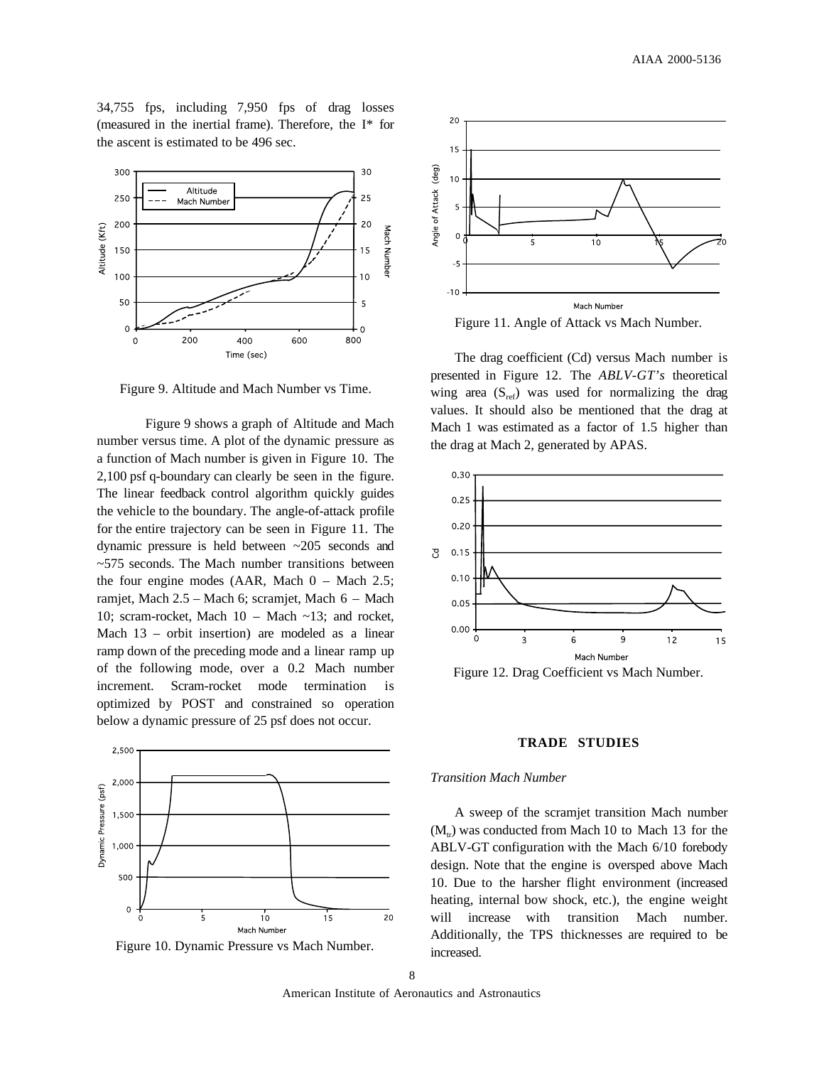34,755 fps, including 7,950 fps of drag losses (measured in the inertial frame). Therefore, the I* for the ascent is estimated to be 496 sec.

Figure 9. Altitude and Mach Number vs Time.

Figure 9 shows a graph of Altitude and Mach number versus time. A plot of the dynamic pressure as a function of Mach number is given in Figure 10. The 2,100 psf q-boundary can clearly be seen in the figure. The linear feedback control algorithm quickly guides the vehicle to the boundary. The angle-of-attack profile for the entire trajectory can be seen in Figure 11. The dynamic pressure is held between ~205 seconds and ~575 seconds. The Mach number transitions between the four engine modes (AAR, Mach 0 – Mach 2.5; ramjet, Mach 2.5 – Mach 6; scramjet, Mach 6 – Mach 10; scram-rocket, Mach 10 – Mach ~13; and rocket, Mach 13 – orbit insertion) are modeled as a linear ramp down of the preceding mode and a linear ramp up of the following mode, over a 0.2 Mach number increment. Scram-rocket mode termination is optimized by POST and constrained so operation below a dynamic pressure of 25 psf does not occur.

Figure 10. Dynamic Pressure vs Mach Number.

Figure 11. Angle of Attack vs Mach Number.

The drag coefficient (Cd) versus Mach number is presented in Figure 12. The *ABLV-GT's* theoretical wing area ($S_{ref}$) was used for normalizing the drag values. It should also be mentioned that the drag at Mach 1 was estimated as a factor of 1.5 higher than the drag at Mach 2, generated by APAS.

Figure 12. Drag Coefficient vs Mach Number.

## TRADE STUDIES

### *Transition Mach Number*

A sweep of the scramjet transition Mach number ($M_{tr}$) was conducted from Mach 10 to Mach 13 for the ABLV-GT configuration with the Mach 6/10 forebody design. Note that the engine is oversped above Mach 10. Due to the harsher flight environment (increased heating, internal bow shock, etc.), the engine weight will increase with transition Mach number. Additionally, the TPS thicknesses are required to be increased.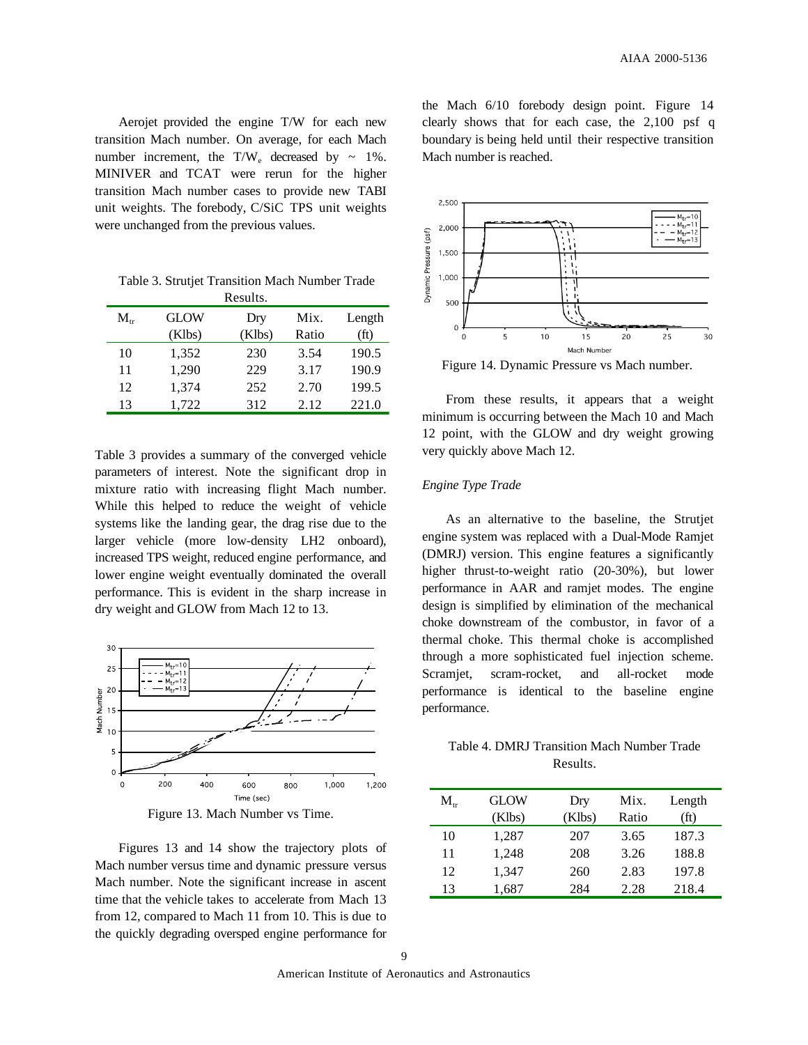Aerojet provided the engine T/W for each new transition Mach number. On average, for each Mach number increment, the $T/W_e$ decreased by ~ 1%. MINIVER and TCAT were rerun for the higher transition Mach number cases to provide new TABI unit weights. The forebody, C/SiC TPS unit weights were unchanged from the previous values.

Table 3. Strutjet Transition Mach Number Trade Results.

| $M_{tr}$ | GLOW (Klbs) | Dry (Klbs) | Mix. Ratio | Length (ft) |
|---|---|---|---|---|
| 10 | 1,352 | 230 | 3.54 | 190.5 |
| 11 | 1,290 | 229 | 3.17 | 190.9 |
| 12 | 1,374 | 252 | 2.70 | 199.5 |
| 13 | 1,722 | 312 | 2.12 | 221.0 |

Table 3 provides a summary of the converged vehicle parameters of interest. Note the significant drop in mixture ratio with increasing flight Mach number. While this helped to reduce the weight of vehicle systems like the landing gear, the drag rise due to the larger vehicle (more low-density LH2 onboard), increased TPS weight, reduced engine performance, and lower engine weight eventually dominated the overall performance. This is evident in the sharp increase in dry weight and GLOW from Mach 12 to 13.

Figure 13. Mach Number vs Time.

Figures 13 and 14 show the trajectory plots of Mach number versus time and dynamic pressure versus Mach number. Note the significant increase in ascent time that the vehicle takes to accelerate from Mach 13 from 12, compared to Mach 11 from 10. This is due to the quickly degrading oversped engine performance for the Mach 6/10 forebody design point. Figure 14 clearly shows that for each case, the 2,100 psf q boundary is being held until their respective transition Mach number is reached.

Figure 14. Dynamic Pressure vs Mach number.

From these results, it appears that a weight minimum is occurring between the Mach 10 and Mach 12 point, with the GLOW and dry weight growing very quickly above Mach 12.

### *Engine Type Trade*

As an alternative to the baseline, the Strutjet engine system was replaced with a Dual-Mode Ramjet (DMRJ) version. This engine features a significantly higher thrust-to-weight ratio (20-30%), but lower performance in AAR and ramjet modes. The engine design is simplified by elimination of the mechanical choke downstream of the combustor, in favor of a thermal choke. This thermal choke is accomplished through a more sophisticated fuel injection scheme. Scramjet, scram-rocket, and all-rocket mode performance is identical to the baseline engine performance.

Table 4. DMRJ Transition Mach Number Trade Results.

| $M_{tr}$ | GLOW (Klbs) | Dry (Klbs) | Mix. Ratio | Length (ft) |
|---|---|---|---|---|
| 10 | 1,287 | 207 | 3.65 | 187.3 |
| 11 | 1,248 | 208 | 3.26 | 188.8 |
| 12 | 1,347 | 260 | 2.83 | 197.8 |
| 13 | 1,687 | 284 | 2.28 | 218.4 |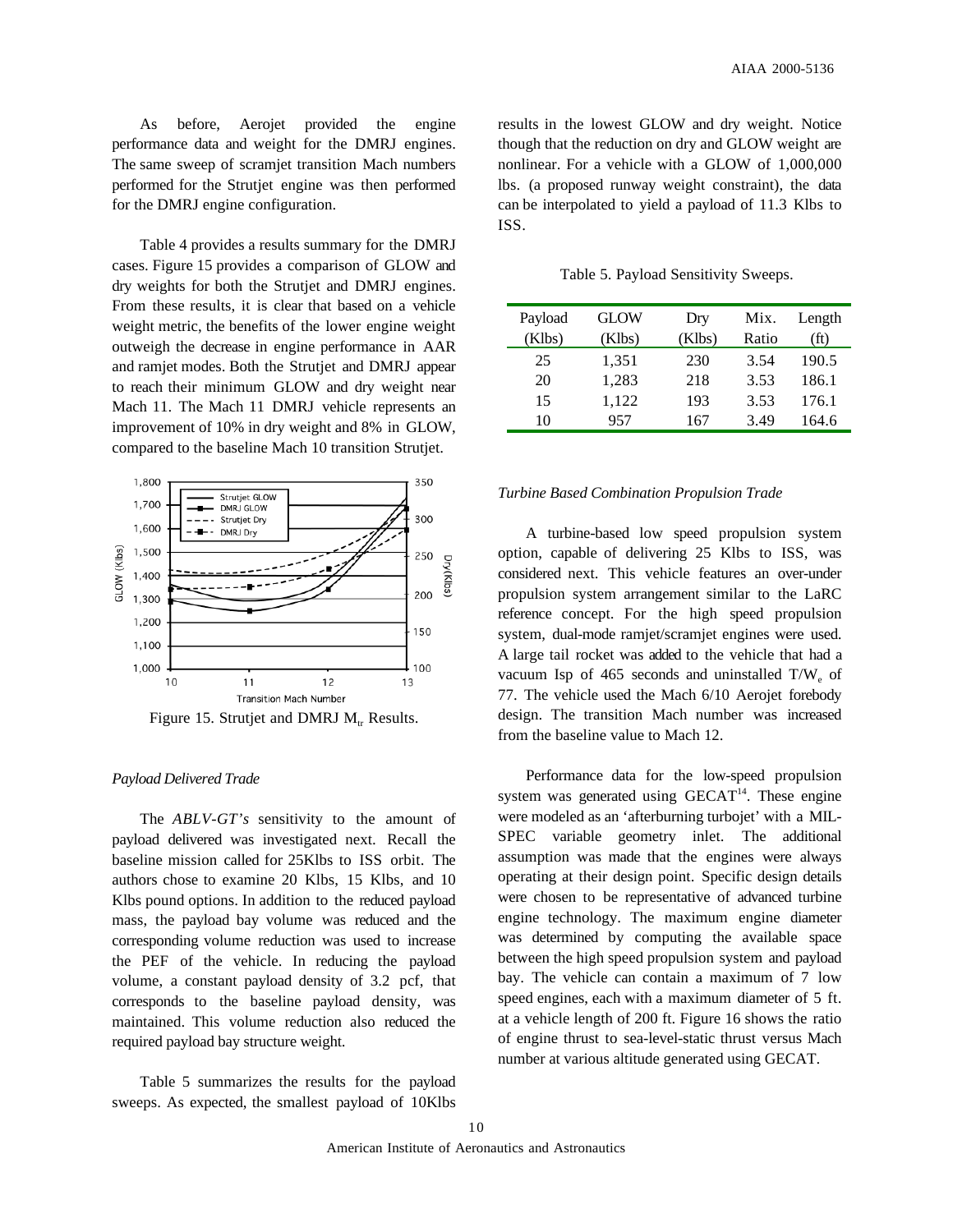As before, Aerojet provided the engine performance data and weight for the DMRJ engines. The same sweep of scramjet transition Mach numbers performed for the Strutjet engine was then performed for the DMRJ engine configuration.

Table 4 provides a results summary for the DMRJ cases. Figure 15 provides a comparison of GLOW and dry weights for both the Strutjet and DMRJ engines. From these results, it is clear that based on a vehicle weight metric, the benefits of the lower engine weight outweigh the decrease in engine performance in AAR and ramjet modes. Both the Strutjet and DMRJ appear to reach their minimum GLOW and dry weight near Mach 11. The Mach 11 DMRJ vehicle represents an improvement of 10% in dry weight and 8% in GLOW, compared to the baseline Mach 10 transition Strutjet.

Figure 15. Strutjet and DMRJ $M_{tr}$ Results.

### *Payload Delivered Trade*

The *ABLV-GT's* sensitivity to the amount of payload delivered was investigated next. Recall the baseline mission called for 25Klbs to ISS orbit. The authors chose to examine 20 Klbs, 15 Klbs, and 10 Klbs pound options. In addition to the reduced payload mass, the payload bay volume was reduced and the corresponding volume reduction was used to increase the PEF of the vehicle. In reducing the payload volume, a constant payload density of 3.2 pcf, that corresponds to the baseline payload density, was maintained. This volume reduction also reduced the required payload bay structure weight.

Table 5 summarizes the results for the payload sweeps. As expected, the smallest payload of 10Klbs results in the lowest GLOW and dry weight. Notice though that the reduction on dry and GLOW weight are nonlinear. For a vehicle with a GLOW of 1,000,000 lbs. (a proposed runway weight constraint), the data can be interpolated to yield a payload of 11.3 Klbs to ISS.

Table 5. Payload Sensitivity Sweeps.

| Payload (Klbs) | GLOW (Klbs) | Dry (Klbs) | Mix. Ratio | Length (ft) |
|---|---|---|---|---|
| 25 | 1,351 | 230 | 3.54 | 190.5 |
| 20 | 1,283 | 218 | 3.53 | 186.1 |
| 15 | 1,122 | 193 | 3.53 | 176.1 |
| 10 | 957 | 167 | 3.49 | 164.6 |

### *Turbine Based Combination Propulsion Trade*

A turbine-based low speed propulsion system option, capable of delivering 25 Klbs to ISS, was considered next. This vehicle features an over-under propulsion system arrangement similar to the LaRC reference concept. For the high speed propulsion system, dual-mode ramjet/scramjet engines were used. A large tail rocket was added to the vehicle that had a vacuum Isp of 465 seconds and uninstalled $T/W_e$ of 77. The vehicle used the Mach 6/10 Aerojet forebody design. The transition Mach number was increased from the baseline value to Mach 12.

Performance data for the low-speed propulsion system was generated using GECAT[14]. These engine were modeled as an 'afterburning turbojet' with a MIL-SPEC variable geometry inlet. The additional assumption was made that the engines were always operating at their design point. Specific design details were chosen to be representative of advanced turbine engine technology. The maximum engine diameter was determined by computing the available space between the high speed propulsion system and payload bay. The vehicle can contain a maximum of 7 low speed engines, each with a maximum diameter of 5 ft. at a vehicle length of 200 ft. Figure 16 shows the ratio of engine thrust to sea-level-static thrust versus Mach number at various altitude generated using GECAT.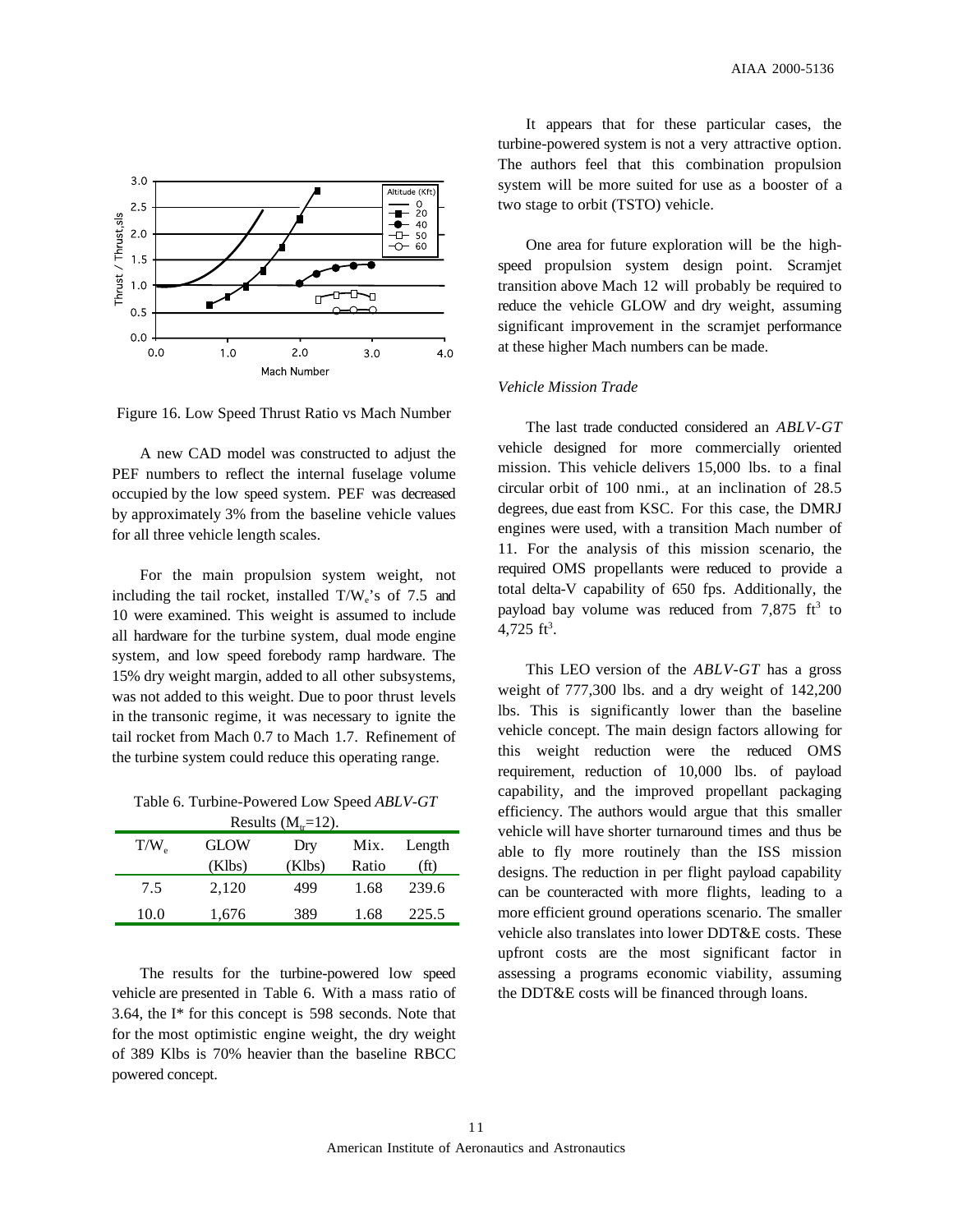Figure 16. Low Speed Thrust Ratio vs Mach Number

A new CAD model was constructed to adjust the PEF numbers to reflect the internal fuselage volume occupied by the low speed system. PEF was decreased by approximately 3% from the baseline vehicle values for all three vehicle length scales.

For the main propulsion system weight, not including the tail rocket, installed $T/W_e$'s of 7.5 and 10 were examined. This weight is assumed to include all hardware for the turbine system, dual mode engine system, and low speed forebody ramp hardware. The 15% dry weight margin, added to all other subsystems, was not added to this weight. Due to poor thrust levels in the transonic regime, it was necessary to ignite the tail rocket from Mach 0.7 to Mach 1.7. Refinement of the turbine system could reduce this operating range.

Table 6. Turbine-Powered Low Speed *ABLV-GT* Results ($M_{tr}$=12).

| $T/W_e$ | GLOW (Klbs) | Dry (Klbs) | Mix. Ratio | Length (ft) |
|---|---|---|---|---|
| 7.5 | 2,120 | 499 | 1.68 | 239.6 |
| 10.0 | 1,676 | 389 | 1.68 | 225.5 |

The results for the turbine-powered low speed vehicle are presented in Table 6. With a mass ratio of 3.64, the I* for this concept is 598 seconds. Note that for the most optimistic engine weight, the dry weight of 389 Klbs is 70% heavier than the baseline RBCC powered concept.

It appears that for these particular cases, the turbine-powered system is not a very attractive option. The authors feel that this combination propulsion system will be more suited for use as a booster of a two stage to orbit (TSTO) vehicle.

One area for future exploration will be the high-speed propulsion system design point. Scramjet transition above Mach 12 will probably be required to reduce the vehicle GLOW and dry weight, assuming significant improvement in the scramjet performance at these higher Mach numbers can be made.

### *Vehicle Mission Trade*

The last trade conducted considered an *ABLV-GT* vehicle designed for more commercially oriented mission. This vehicle delivers 15,000 lbs. to a final circular orbit of 100 nmi., at an inclination of 28.5 degrees, due east from KSC. For this case, the DMRJ engines were used, with a transition Mach number of 11. For the analysis of this mission scenario, the required OMS propellants were reduced to provide a total delta-V capability of 650 fps. Additionally, the payload bay volume was reduced from 7,875 $ft^3$ to 4,725 $ft^3$.

This LEO version of the *ABLV-GT* has a gross weight of 777,300 lbs. and a dry weight of 142,200 lbs. This is significantly lower than the baseline vehicle concept. The main design factors allowing for this weight reduction were the reduced OMS requirement, reduction of 10,000 lbs. of payload capability, and the improved propellant packaging efficiency. The authors would argue that this smaller vehicle will have shorter turnaround times and thus be able to fly more routinely than the ISS mission designs. The reduction in per flight payload capability can be counteracted with more flights, leading to a more efficient ground operations scenario. The smaller vehicle also translates into lower DDT&E costs. These upfront costs are the most significant factor in assessing a programs economic viability, assuming the DDT&E costs will be financed through loans.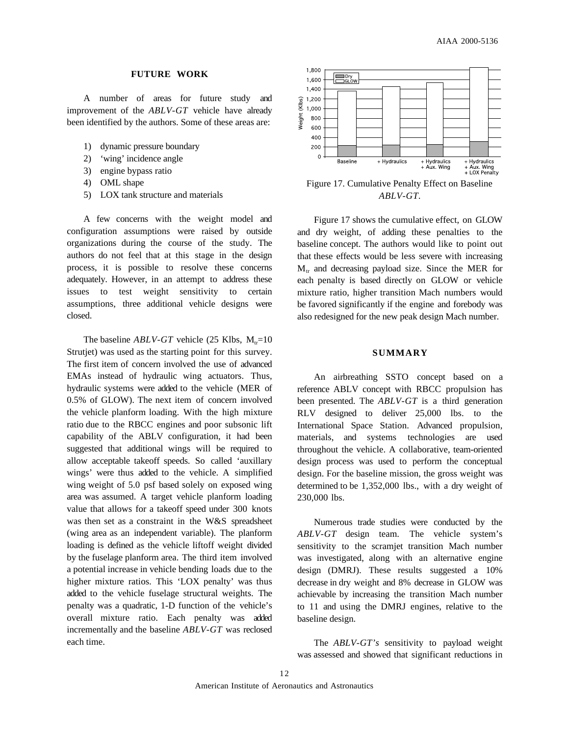## FUTURE WORK

A number of areas for future study and improvement of the *ABLV-GT* vehicle have already been identified by the authors. Some of these areas are:

1) dynamic pressure boundary
2) 'wing' incidence angle
3) engine bypass ratio
4) OML shape
5) LOX tank structure and materials

A few concerns with the weight model and configuration assumptions were raised by outside organizations during the course of the study. The authors do not feel that at this stage in the design process, it is possible to resolve these concerns adequately. However, in an attempt to address these issues to test weight sensitivity to certain assumptions, three additional vehicle designs were closed.

The baseline *ABLV-GT* vehicle (25 Klbs, $M_{tr}$=10 Strutjet) was used as the starting point for this survey. The first item of concern involved the use of advanced EMAs instead of hydraulic wing actuators. Thus, hydraulic systems were added to the vehicle (MER of 0.5% of GLOW). The next item of concern involved the vehicle planform loading. With the high mixture ratio due to the RBCC engines and poor subsonic lift capability of the ABLV configuration, it had been suggested that additional wings will be required to allow acceptable takeoff speeds. So called 'auxillary wings' were thus added to the vehicle. A simplified wing weight of 5.0 psf based solely on exposed wing area was assumed. A target vehicle planform loading value that allows for a takeoff speed under 300 knots was then set as a constraint in the W&S spreadsheet (wing area as an independent variable). The planform loading is defined as the vehicle liftoff weight divided by the fuselage planform area. The third item involved a potential increase in vehicle bending loads due to the higher mixture ratios. This 'LOX penalty' was thus added to the vehicle fuselage structural weights. The penalty was a quadratic, 1-D function of the vehicle's overall mixture ratio. Each penalty was added incrementally and the baseline *ABLV-GT* was reclosed each time.

Figure 17. Cumulative Penalty Effect on Baseline *ABLV-GT*.

Figure 17 shows the cumulative effect, on GLOW and dry weight, of adding these penalties to the baseline concept. The authors would like to point out that these effects would be less severe with increasing $M_{tr}$ and decreasing payload size. Since the MER for each penalty is based directly on GLOW or vehicle mixture ratio, higher transition Mach numbers would be favored significantly if the engine and forebody was also redesigned for the new peak design Mach number.

## SUMMARY

An airbreathing SSTO concept based on a reference ABLV concept with RBCC propulsion has been presented. The *ABLV-GT* is a third generation RLV designed to deliver 25,000 lbs. to the International Space Station. Advanced propulsion, materials, and systems technologies are used throughout the vehicle. A collaborative, team-oriented design process was used to perform the conceptual design. For the baseline mission, the gross weight was determined to be 1,352,000 lbs., with a dry weight of 230,000 lbs.

Numerous trade studies were conducted by the *ABLV-GT* design team. The vehicle system's sensitivity to the scramjet transition Mach number was investigated, along with an alternative engine design (DMRJ). These results suggested a 10% decrease in dry weight and 8% decrease in GLOW was achievable by increasing the transition Mach number to 11 and using the DMRJ engines, relative to the baseline design.

The *ABLV-GT's* sensitivity to payload weight was assessed and showed that significant reductions in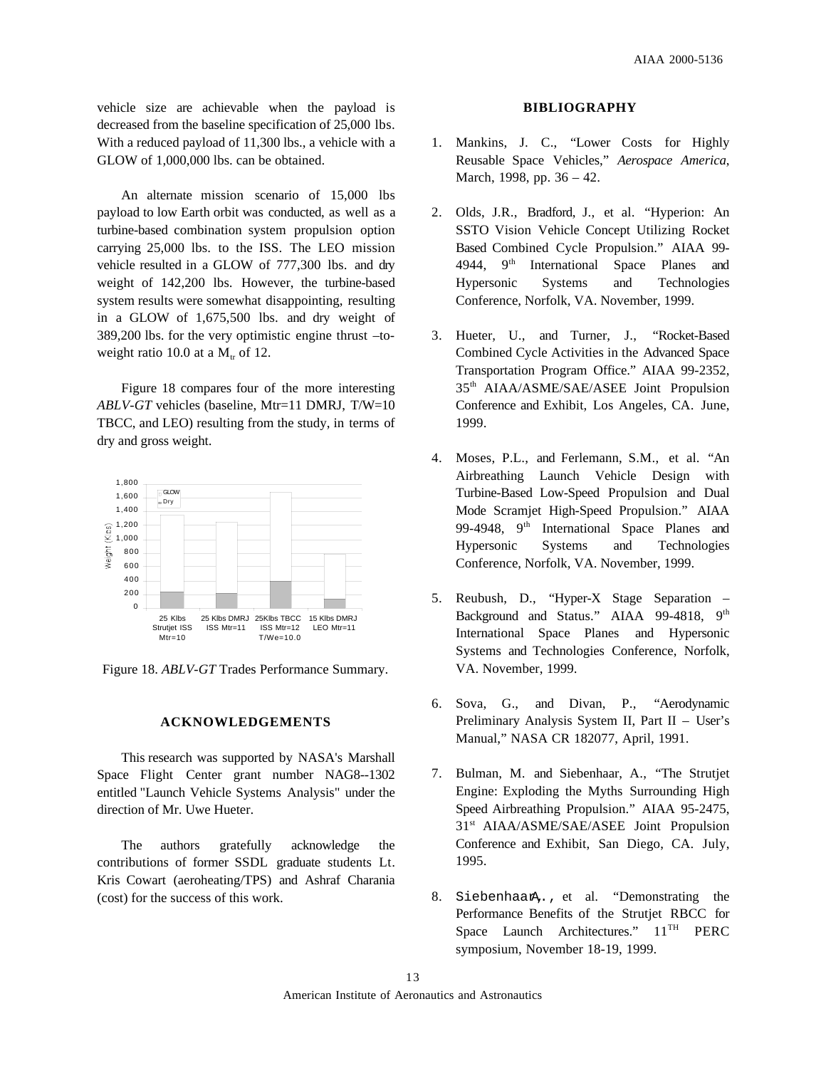vehicle size are achievable when the payload is decreased from the baseline specification of 25,000 lbs. With a reduced payload of 11,300 lbs., a vehicle with a GLOW of 1,000,000 lbs. can be obtained.

An alternate mission scenario of 15,000 lbs payload to low Earth orbit was conducted, as well as a turbine-based combination system propulsion option carrying 25,000 lbs. to the ISS. The LEO mission vehicle resulted in a GLOW of 777,300 lbs. and dry weight of 142,200 lbs. However, the turbine-based system results were somewhat disappointing, resulting in a GLOW of 1,675,500 lbs. and dry weight of 389,200 lbs. for the very optimistic engine thrust –to-weight ratio 10.0 at a $M_{tr}$ of 12.

Figure 18 compares four of the more interesting *ABLV-GT* vehicles (baseline, Mtr=11 DMRJ, T/W=10 TBCC, and LEO) resulting from the study, in terms of dry and gross weight.

Figure 18. *ABLV-GT* Trades Performance Summary.

## ACKNOWLEDGEMENTS

This research was supported by NASA's Marshall Space Flight Center grant number NAG8--1302 entitled "Launch Vehicle Systems Analysis" under the direction of Mr. Uwe Hueter.

The authors gratefully acknowledge the contributions of former SSDL graduate students Lt. Kris Cowart (aeroheating/TPS) and Ashraf Charania (cost) for the success of this work.

## BIBLIOGRAPHY

1. Mankins, J. C., "Lower Costs for Highly Reusable Space Vehicles," *Aerospace America*, March, 1998, pp. 36 – 42.

2. Olds, J.R., Bradford, J., et al. "Hyperion: An SSTO Vision Vehicle Concept Utilizing Rocket Based Combined Cycle Propulsion." AIAA 99-4944, 9th International Space Planes and Hypersonic Systems and Technologies Conference, Norfolk, VA. November, 1999.

3. Hueter, U., and Turner, J., "Rocket-Based Combined Cycle Activities in the Advanced Space Transportation Program Office." AIAA 99-2352, 35th AIAA/ASME/SAE/ASEE Joint Propulsion Conference and Exhibit, Los Angeles, CA. June, 1999.

4. Moses, P.L., and Ferlemann, S.M., et al. "An Airbreathing Launch Vehicle Design with Turbine-Based Low-Speed Propulsion and Dual Mode Scramjet High-Speed Propulsion." AIAA 99-4948, 9th International Space Planes and Hypersonic Systems and Technologies Conference, Norfolk, VA. November, 1999.

5. Reubush, D., "Hyper-X Stage Separation – Background and Status." AIAA 99-4818, 9th International Space Planes and Hypersonic Systems and Technologies Conference, Norfolk, VA. November, 1999.

6. Sova, G., and Divan, P., "Aerodynamic Preliminary Analysis System II, Part II – User's Manual," NASA CR 182077, April, 1991.

7. Bulman, M. and Siebenhaar, A., "The Strutjet Engine: Exploding the Myths Surrounding High Speed Airbreathing Propulsion." AIAA 95-2475, 31st AIAA/ASME/SAE/ASEE Joint Propulsion Conference and Exhibit, San Diego, CA. July, 1995.

8. Siebenhaar, A., et al. "Demonstrating the Performance Benefits of the Strutjet RBCC for Space Launch Architectures." 11TH PERC symposium, November 18-19, 1999.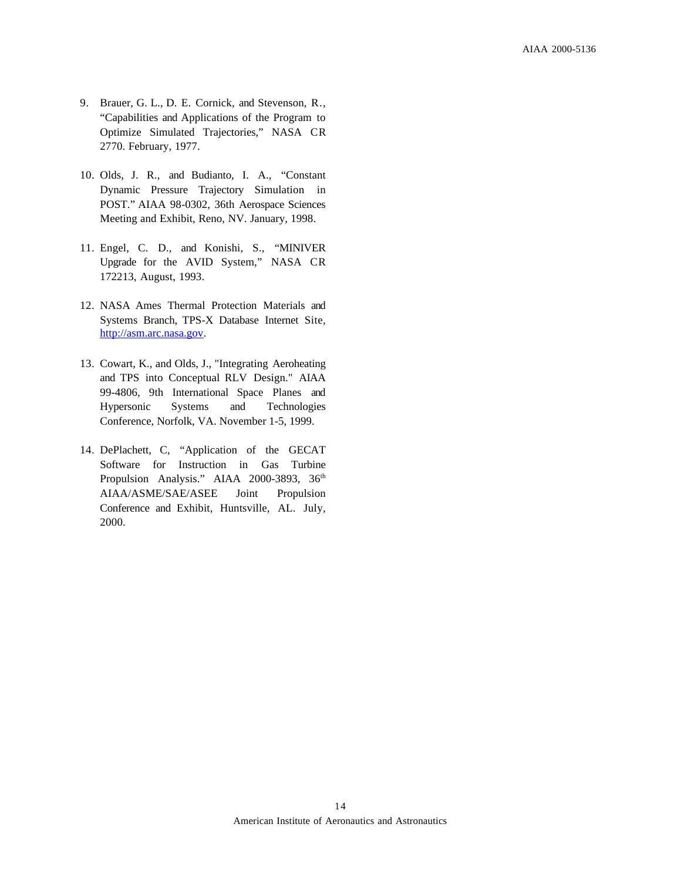9. Brauer, G. L., D. E. Cornick, and Stevenson, R., "Capabilities and Applications of the Program to Optimize Simulated Trajectories," NASA CR 2770. February, 1977.

10. Olds, J. R., and Budianto, I. A., "Constant Dynamic Pressure Trajectory Simulation in POST." AIAA 98-0302, 36th Aerospace Sciences Meeting and Exhibit, Reno, NV. January, 1998.

11. Engel, C. D., and Konishi, S., "MINIVER Upgrade for the AVID System," NASA CR 172213, August, 1993.

12. NASA Ames Thermal Protection Materials and Systems Branch, TPS-X Database Internet Site, http://asm.arc.nasa.gov.

13. Cowart, K., and Olds, J., "Integrating Aeroheating and TPS into Conceptual RLV Design." AIAA 99-4806, 9th International Space Planes and Hypersonic Systems and Technologies Conference, Norfolk, VA. November 1-5, 1999.

14. DePlachett, C, "Application of the GECAT Software for Instruction in Gas Turbine Propulsion Analysis." AIAA 2000-3893, 36th AIAA/ASME/SAE/ASEE Joint Propulsion Conference and Exhibit, Huntsville, AL. July, 2000.